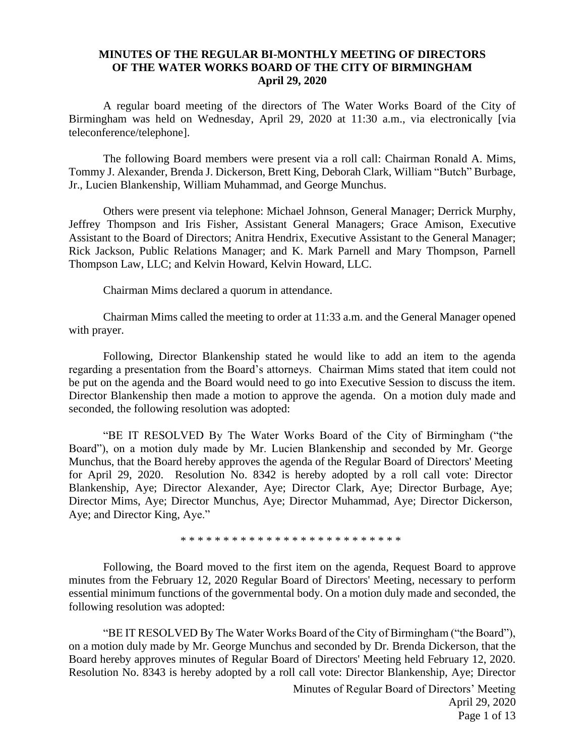**MINUTES OF THE REGULAR BI-MONTHLY MEETING OF DIRECTORS OF THE WATER WORKS BOARD OF THE CITY OF BIRMINGHAM April 29, 2020**

A regular board meeting of the directors of The Water Works Board of the City of Birmingham was held on Wednesday, April 29, 2020 at 11:30 a.m., via electronically [via teleconference/telephone].

The following Board members were present via a roll call: Chairman Ronald A. Mims, Tommy J. Alexander, Brenda J. Dickerson, Brett King, Deborah Clark, William "Butch" Burbage, Jr., Lucien Blankenship, William Muhammad, and George Munchus.

Others were present via telephone: Michael Johnson, General Manager; Derrick Murphy, Jeffrey Thompson and Iris Fisher, Assistant General Managers; Grace Amison, Executive Assistant to the Board of Directors; Anitra Hendrix, Executive Assistant to the General Manager; Rick Jackson, Public Relations Manager; and K. Mark Parnell and Mary Thompson, Parnell Thompson Law, LLC; and Kelvin Howard, Kelvin Howard, LLC.

Chairman Mims declared a quorum in attendance.

Chairman Mims called the meeting to order at 11:33 a.m. and the General Manager opened with prayer.

Following, Director Blankenship stated he would like to add an item to the agenda regarding a presentation from the Board's attorneys. Chairman Mims stated that item could not be put on the agenda and the Board would need to go into Executive Session to discuss the item. Director Blankenship then made a motion to approve the agenda. On a motion duly made and seconded, the following resolution was adopted:

"BE IT RESOLVED By The Water Works Board of the City of Birmingham ("the Board"), on a motion duly made by Mr. Lucien Blankenship and seconded by Mr. George Munchus, that the Board hereby approves the agenda of the Regular Board of Directors' Meeting for April 29, 2020. Resolution No. 8342 is hereby adopted by a roll call vote: Director Blankenship, Aye; Director Alexander, Aye; Director Clark, Aye; Director Burbage, Aye; Director Mims, Aye; Director Munchus, Aye; Director Muhammad, Aye; Director Dickerson, Aye; and Director King, Aye."

* * * * * * * * * * * * * * * * * * * * * * * * * *

Following, the Board moved to the first item on the agenda, Request Board to approve minutes from the February 12, 2020 Regular Board of Directors' Meeting, necessary to perform essential minimum functions of the governmental body. On a motion duly made and seconded, the following resolution was adopted:

"BE IT RESOLVED By The Water Works Board of the City of Birmingham ("the Board"), on a motion duly made by Mr. George Munchus and seconded by Dr. Brenda Dickerson, that the Board hereby approves minutes of Regular Board of Directors' Meeting held February 12, 2020. Resolution No. 8343 is hereby adopted by a roll call vote: Director Blankenship, Aye; Director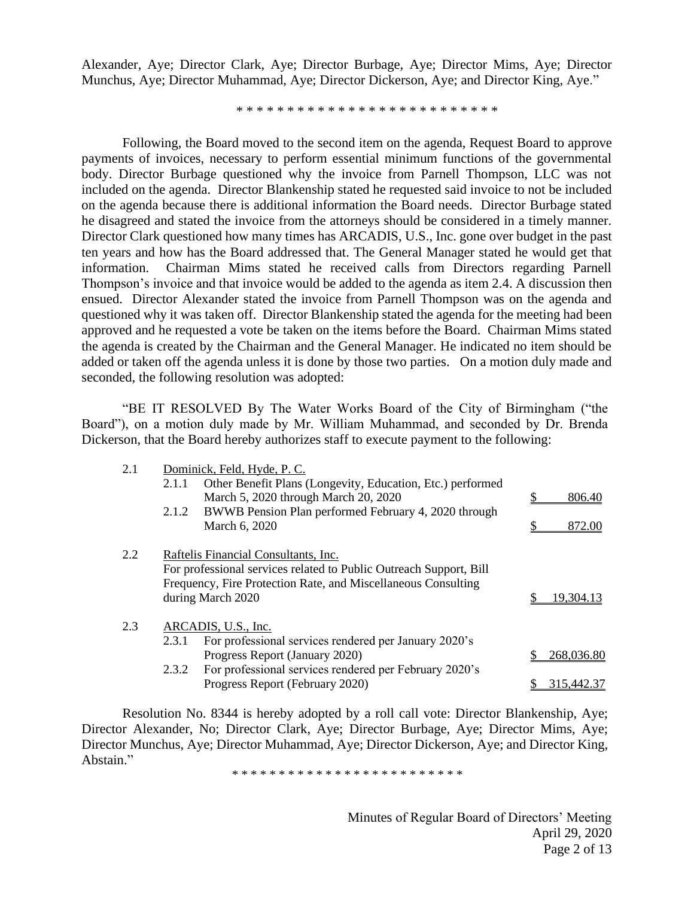Alexander, Aye; Director Clark, Aye; Director Burbage, Aye; Director Mims, Aye; Director Munchus, Aye; Director Muhammad, Aye; Director Dickerson, Aye; and Director King, Aye."

\* \* \* \* \* \* \* \* \* \* \* \* \* \* \* \* \* \* \* \* \* \* \* \* \*

Following, the Board moved to the second item on the agenda, Request Board to approve payments of invoices, necessary to perform essential minimum functions of the governmental body. Director Burbage questioned why the invoice from Parnell Thompson, LLC was not included on the agenda. Director Blankenship stated he requested said invoice to not be included on the agenda because there is additional information the Board needs. Director Burbage stated he disagreed and stated the invoice from the attorneys should be considered in a timely manner. Director Clark questioned how many times has ARCADIS, U.S., Inc. gone over budget in the past ten years and how has the Board addressed that. The General Manager stated he would get that information. Chairman Mims stated he received calls from Directors regarding Parnell Thompson's invoice and that invoice would be added to the agenda as item 2.4. A discussion then ensued. Director Alexander stated the invoice from Parnell Thompson was on the agenda and questioned why it was taken off. Director Blankenship stated the agenda for the meeting had been approved and he requested a vote be taken on the items before the Board. Chairman Mims stated the agenda is created by the Chairman and the General Manager. He indicated no item should be added or taken off the agenda unless it is done by those two parties. On a motion duly made and seconded, the following resolution was adopted:

"BE IT RESOLVED By The Water Works Board of the City of Birmingham ("the Board"), on a motion duly made by Mr. William Muhammad, and seconded by Dr. Brenda Dickerson, that the Board hereby authorizes staff to execute payment to the following:

| | | | |
|---|---|---|---|
| 2.1 | Dominick, Feld, Hyde, P. C. | | |
| | 2.1.1 | Other Benefit Plans (Longevity, Education, Etc.) performed March 5, 2020 through March 20, 2020 | $ 806.40 |
| | 2.1.2 | BWWB Pension Plan performed February 4, 2020 through March 6, 2020 | $ 872.00 |
| 2.2 | Raftelis Financial Consultants, Inc. For professional services related to Public Outreach Support, Bill Frequency, Fire Protection Rate, and Miscellaneous Consulting during March 2020 | | $ 19,304.13 |
| 2.3 | ARCADIS, U.S., Inc. | | |
| | 2.3.1 | For professional services rendered per January 2020's Progress Report (January 2020) | $ 268,036.80 |
| | 2.3.2 | For professional services rendered per February 2020's Progress Report (February 2020) | $ 315,442.37 |

Resolution No. 8344 is hereby adopted by a roll call vote: Director Blankenship, Aye; Director Alexander, No; Director Clark, Aye; Director Burbage, Aye; Director Mims, Aye; Director Munchus, Aye; Director Muhammad, Aye; Director Dickerson, Aye; and Director King, Abstain."

\* \* \* \* \* \* \* \* \* \* \* \* \* \* \* \* \* \* \* \* \* \* \* \* \*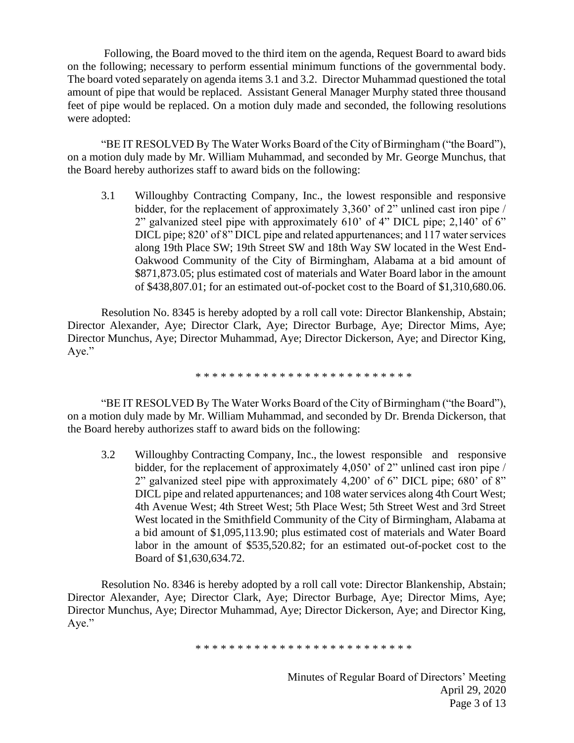Following, the Board moved to the third item on the agenda, Request Board to award bids on the following; necessary to perform essential minimum functions of the governmental body. The board voted separately on agenda items 3.1 and 3.2. Director Muhammad questioned the total amount of pipe that would be replaced. Assistant General Manager Murphy stated three thousand feet of pipe would be replaced. On a motion duly made and seconded, the following resolutions were adopted:

"BE IT RESOLVED By The Water Works Board of the City of Birmingham ("the Board"), on a motion duly made by Mr. William Muhammad, and seconded by Mr. George Munchus, that the Board hereby authorizes staff to award bids on the following:

3.1 Willoughby Contracting Company, Inc., the lowest responsible and responsive bidder, for the replacement of approximately 3,360' of 2" unlined cast iron pipe / 2" galvanized steel pipe with approximately 610' of 4" DICL pipe; 2,140' of 6" DICL pipe; 820' of 8" DICL pipe and related appurtenances; and 117 water services along 19th Place SW; 19th Street SW and 18th Way SW located in the West End-Oakwood Community of the City of Birmingham, Alabama at a bid amount of $871,873.05; plus estimated cost of materials and Water Board labor in the amount of $438,807.01; for an estimated out-of-pocket cost to the Board of $1,310,680.06.

Resolution No. 8345 is hereby adopted by a roll call vote: Director Blankenship, Abstain; Director Alexander, Aye; Director Clark, Aye; Director Burbage, Aye; Director Mims, Aye; Director Munchus, Aye; Director Muhammad, Aye; Director Dickerson, Aye; and Director King, Aye."

* * * * * * * * * * * * * * * * * * * * * * * * * *

"BE IT RESOLVED By The Water Works Board of the City of Birmingham ("the Board"), on a motion duly made by Mr. William Muhammad, and seconded by Dr. Brenda Dickerson, that the Board hereby authorizes staff to award bids on the following:

3.2 Willoughby Contracting Company, Inc., the lowest responsible and responsive bidder, for the replacement of approximately 4,050' of 2" unlined cast iron pipe / 2" galvanized steel pipe with approximately 4,200' of 6" DICL pipe; 680' of 8" DICL pipe and related appurtenances; and 108 water services along 4th Court West; 4th Avenue West; 4th Street West; 5th Place West; 5th Street West and 3rd Street West located in the Smithfield Community of the City of Birmingham, Alabama at a bid amount of $1,095,113.90; plus estimated cost of materials and Water Board labor in the amount of $535,520.82; for an estimated out-of-pocket cost to the Board of $1,630,634.72.

Resolution No. 8346 is hereby adopted by a roll call vote: Director Blankenship, Abstain; Director Alexander, Aye; Director Clark, Aye; Director Burbage, Aye; Director Mims, Aye; Director Munchus, Aye; Director Muhammad, Aye; Director Dickerson, Aye; and Director King, Aye."

* * * * * * * * * * * * * * * * * * * * * * * * * *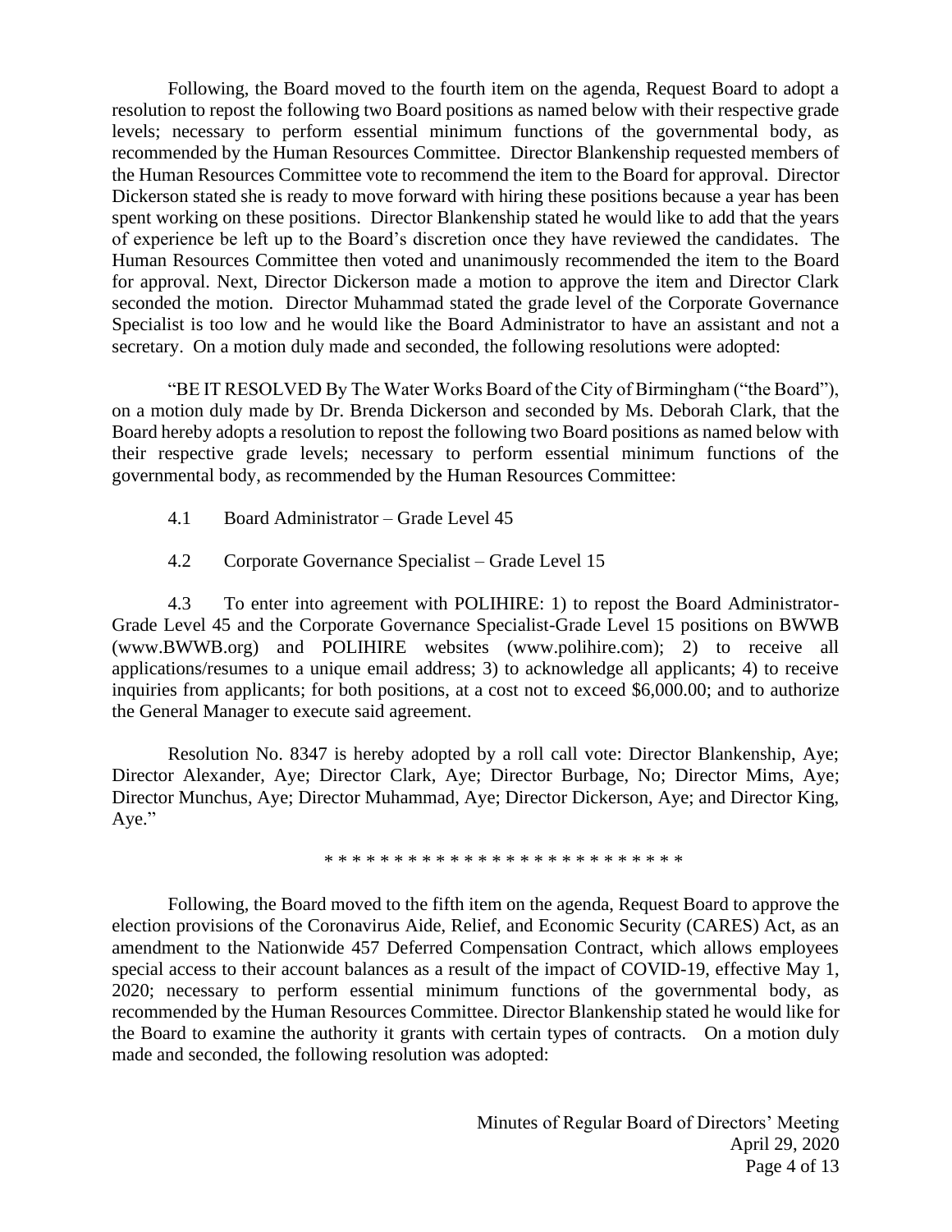Following, the Board moved to the fourth item on the agenda, Request Board to adopt a resolution to repost the following two Board positions as named below with their respective grade levels; necessary to perform essential minimum functions of the governmental body, as recommended by the Human Resources Committee. Director Blankenship requested members of the Human Resources Committee vote to recommend the item to the Board for approval. Director Dickerson stated she is ready to move forward with hiring these positions because a year has been spent working on these positions. Director Blankenship stated he would like to add that the years of experience be left up to the Board's discretion once they have reviewed the candidates. The Human Resources Committee then voted and unanimously recommended the item to the Board for approval. Next, Director Dickerson made a motion to approve the item and Director Clark seconded the motion. Director Muhammad stated the grade level of the Corporate Governance Specialist is too low and he would like the Board Administrator to have an assistant and not a secretary. On a motion duly made and seconded, the following resolutions were adopted:

"BE IT RESOLVED By The Water Works Board of the City of Birmingham ("the Board"), on a motion duly made by Dr. Brenda Dickerson and seconded by Ms. Deborah Clark, that the Board hereby adopts a resolution to repost the following two Board positions as named below with their respective grade levels; necessary to perform essential minimum functions of the governmental body, as recommended by the Human Resources Committee:

4.1 Board Administrator – Grade Level 45

4.2 Corporate Governance Specialist – Grade Level 15

4.3 To enter into agreement with POLIHIRE: 1) to repost the Board Administrator-Grade Level 45 and the Corporate Governance Specialist-Grade Level 15 positions on BWWB (www.BWWB.org) and POLIHIRE websites (www.polihire.com); 2) to receive all applications/resumes to a unique email address; 3) to acknowledge all applicants; 4) to receive inquiries from applicants; for both positions, at a cost not to exceed $6,000.00; and to authorize the General Manager to execute said agreement.

Resolution No. 8347 is hereby adopted by a roll call vote: Director Blankenship, Aye; Director Alexander, Aye; Director Clark, Aye; Director Burbage, No; Director Mims, Aye; Director Munchus, Aye; Director Muhammad, Aye; Director Dickerson, Aye; and Director King, Aye."

* * * * * * * * * * * * * * * * * * * * * * * * * *

Following, the Board moved to the fifth item on the agenda, Request Board to approve the election provisions of the Coronavirus Aide, Relief, and Economic Security (CARES) Act, as an amendment to the Nationwide 457 Deferred Compensation Contract, which allows employees special access to their account balances as a result of the impact of COVID-19, effective May 1, 2020; necessary to perform essential minimum functions of the governmental body, as recommended by the Human Resources Committee. Director Blankenship stated he would like for the Board to examine the authority it grants with certain types of contracts. On a motion duly made and seconded, the following resolution was adopted:

Minutes of Regular Board of Directors' Meeting
April 29, 2020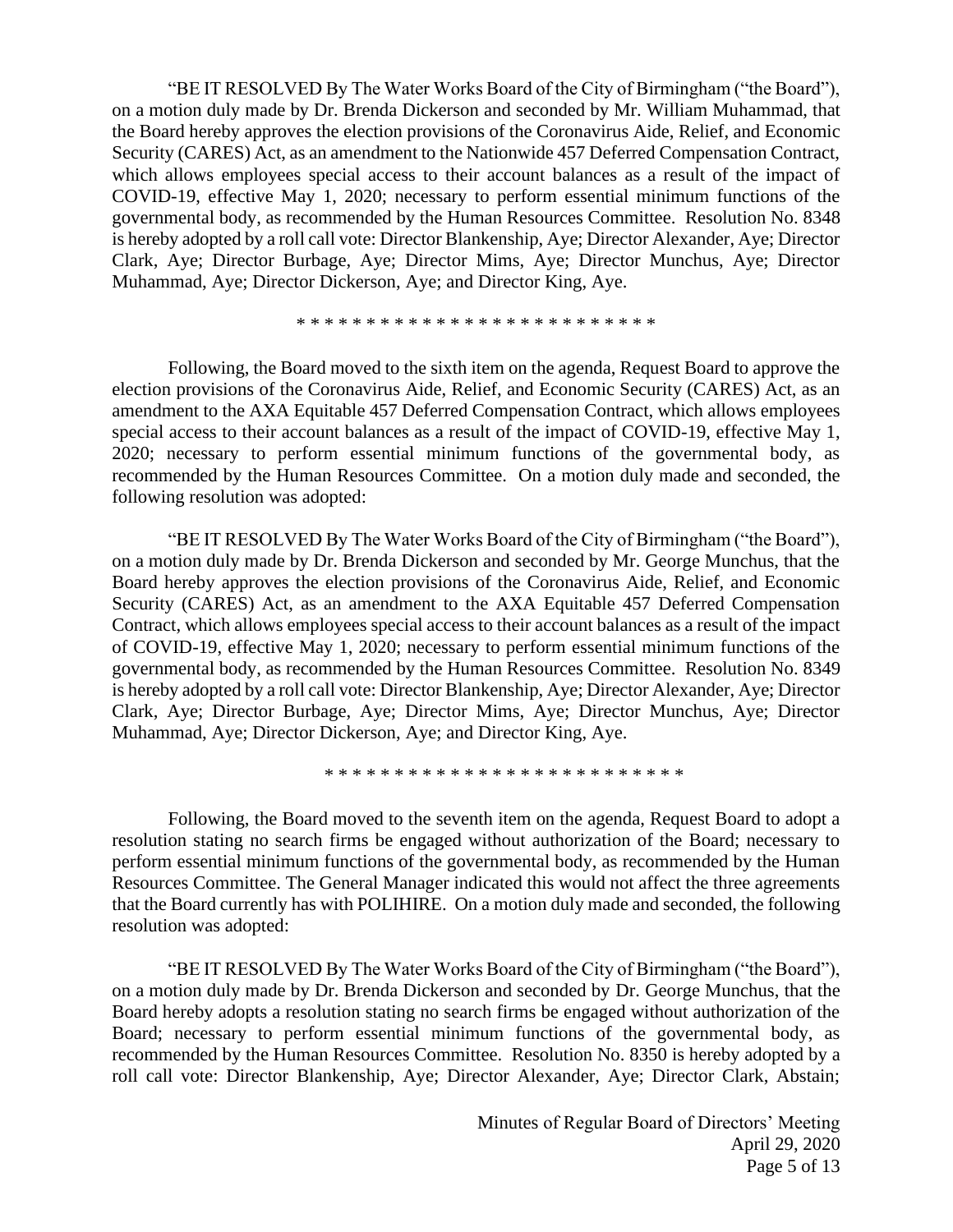"BE IT RESOLVED By The Water Works Board of the City of Birmingham ("the Board"), on a motion duly made by Dr. Brenda Dickerson and seconded by Mr. William Muhammad, that the Board hereby approves the election provisions of the Coronavirus Aide, Relief, and Economic Security (CARES) Act, as an amendment to the Nationwide 457 Deferred Compensation Contract, which allows employees special access to their account balances as a result of the impact of COVID-19, effective May 1, 2020; necessary to perform essential minimum functions of the governmental body, as recommended by the Human Resources Committee. Resolution No. 8348 is hereby adopted by a roll call vote: Director Blankenship, Aye; Director Alexander, Aye; Director Clark, Aye; Director Burbage, Aye; Director Mims, Aye; Director Munchus, Aye; Director Muhammad, Aye; Director Dickerson, Aye; and Director King, Aye.

* * * * * * * * * * * * * * * * * * * * * * * * * *

Following, the Board moved to the sixth item on the agenda, Request Board to approve the election provisions of the Coronavirus Aide, Relief, and Economic Security (CARES) Act, as an amendment to the AXA Equitable 457 Deferred Compensation Contract, which allows employees special access to their account balances as a result of the impact of COVID-19, effective May 1, 2020; necessary to perform essential minimum functions of the governmental body, as recommended by the Human Resources Committee. On a motion duly made and seconded, the following resolution was adopted:

"BE IT RESOLVED By The Water Works Board of the City of Birmingham ("the Board"), on a motion duly made by Dr. Brenda Dickerson and seconded by Mr. George Munchus, that the Board hereby approves the election provisions of the Coronavirus Aide, Relief, and Economic Security (CARES) Act, as an amendment to the AXA Equitable 457 Deferred Compensation Contract, which allows employees special access to their account balances as a result of the impact of COVID-19, effective May 1, 2020; necessary to perform essential minimum functions of the governmental body, as recommended by the Human Resources Committee. Resolution No. 8349 is hereby adopted by a roll call vote: Director Blankenship, Aye; Director Alexander, Aye; Director Clark, Aye; Director Burbage, Aye; Director Mims, Aye; Director Munchus, Aye; Director Muhammad, Aye; Director Dickerson, Aye; and Director King, Aye.

* * * * * * * * * * * * * * * * * * * * * * * * * *

Following, the Board moved to the seventh item on the agenda, Request Board to adopt a resolution stating no search firms be engaged without authorization of the Board; necessary to perform essential minimum functions of the governmental body, as recommended by the Human Resources Committee. The General Manager indicated this would not affect the three agreements that the Board currently has with POLIHIRE. On a motion duly made and seconded, the following resolution was adopted:

"BE IT RESOLVED By The Water Works Board of the City of Birmingham ("the Board"), on a motion duly made by Dr. Brenda Dickerson and seconded by Dr. George Munchus, that the Board hereby adopts a resolution stating no search firms be engaged without authorization of the Board; necessary to perform essential minimum functions of the governmental body, as recommended by the Human Resources Committee. Resolution No. 8350 is hereby adopted by a roll call vote: Director Blankenship, Aye; Director Alexander, Aye; Director Clark, Abstain;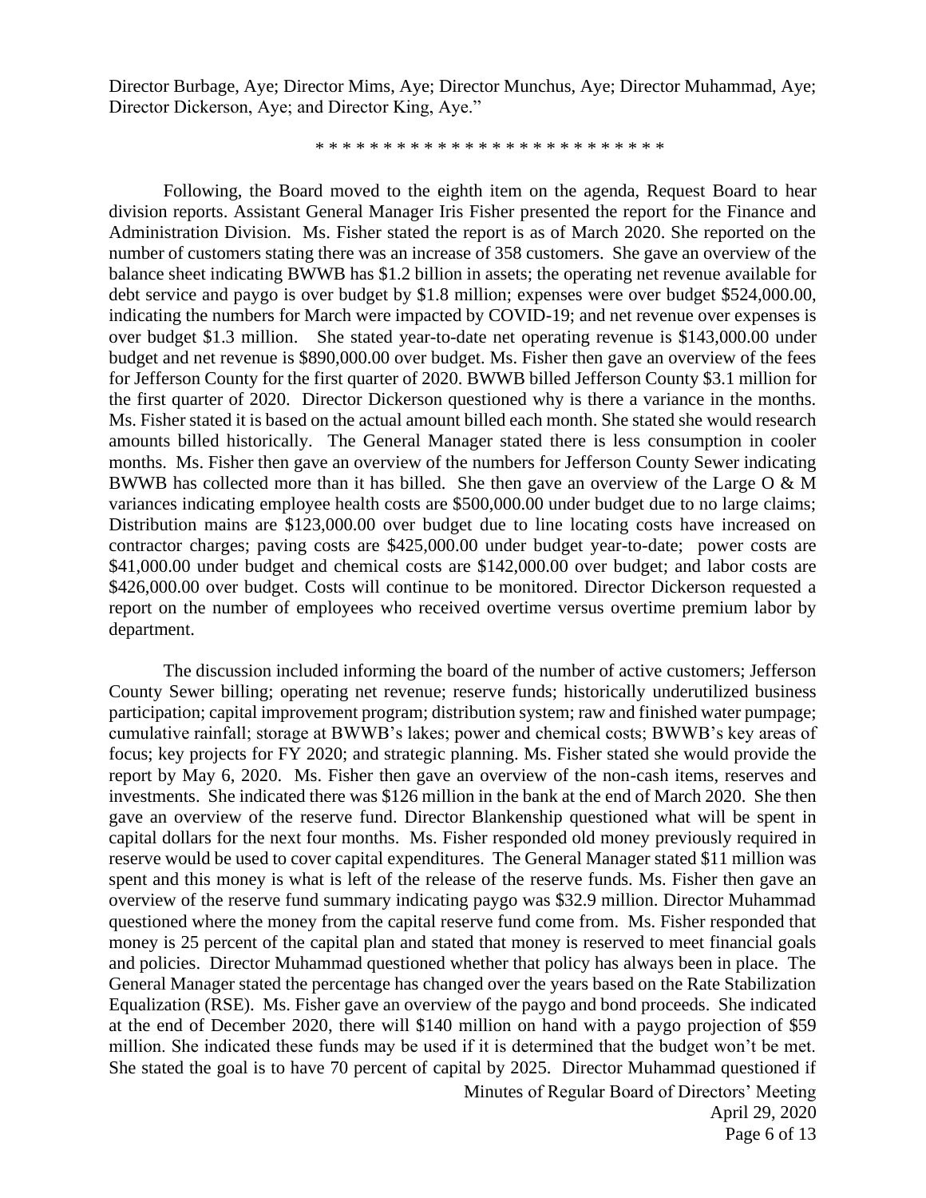Director Burbage, Aye; Director Mims, Aye; Director Munchus, Aye; Director Muhammad, Aye; Director Dickerson, Aye; and Director King, Aye."

\* \* \* \* \* \* \* \* \* \* \* \* \* \* \* \* \* \* \* \* \* \* \* \* \*

Following, the Board moved to the eighth item on the agenda, Request Board to hear division reports. Assistant General Manager Iris Fisher presented the report for the Finance and Administration Division. Ms. Fisher stated the report is as of March 2020. She reported on the number of customers stating there was an increase of 358 customers. She gave an overview of the balance sheet indicating BWWB has $1.2 billion in assets; the operating net revenue available for debt service and paygo is over budget by $1.8 million; expenses were over budget $524,000.00, indicating the numbers for March were impacted by COVID-19; and net revenue over expenses is over budget $1.3 million. She stated year-to-date net operating revenue is $143,000.00 under budget and net revenue is $890,000.00 over budget. Ms. Fisher then gave an overview of the fees for Jefferson County for the first quarter of 2020. BWWB billed Jefferson County $3.1 million for the first quarter of 2020. Director Dickerson questioned why is there a variance in the months. Ms. Fisher stated it is based on the actual amount billed each month. She stated she would research amounts billed historically. The General Manager stated there is less consumption in cooler months. Ms. Fisher then gave an overview of the numbers for Jefferson County Sewer indicating BWWB has collected more than it has billed. She then gave an overview of the Large O & M variances indicating employee health costs are $500,000.00 under budget due to no large claims; Distribution mains are $123,000.00 over budget due to line locating costs have increased on contractor charges; paving costs are $425,000.00 under budget year-to-date; power costs are $41,000.00 under budget and chemical costs are $142,000.00 over budget; and labor costs are $426,000.00 over budget. Costs will continue to be monitored. Director Dickerson requested a report on the number of employees who received overtime versus overtime premium labor by department.

The discussion included informing the board of the number of active customers; Jefferson County Sewer billing; operating net revenue; reserve funds; historically underutilized business participation; capital improvement program; distribution system; raw and finished water pumpage; cumulative rainfall; storage at BWWB's lakes; power and chemical costs; BWWB's key areas of focus; key projects for FY 2020; and strategic planning. Ms. Fisher stated she would provide the report by May 6, 2020. Ms. Fisher then gave an overview of the non-cash items, reserves and investments. She indicated there was $126 million in the bank at the end of March 2020. She then gave an overview of the reserve fund. Director Blankenship questioned what will be spent in capital dollars for the next four months. Ms. Fisher responded old money previously required in reserve would be used to cover capital expenditures. The General Manager stated $11 million was spent and this money is what is left of the release of the reserve funds. Ms. Fisher then gave an overview of the reserve fund summary indicating paygo was $32.9 million. Director Muhammad questioned where the money from the capital reserve fund come from. Ms. Fisher responded that money is 25 percent of the capital plan and stated that money is reserved to meet financial goals and policies. Director Muhammad questioned whether that policy has always been in place. The General Manager stated the percentage has changed over the years based on the Rate Stabilization Equalization (RSE). Ms. Fisher gave an overview of the paygo and bond proceeds. She indicated at the end of December 2020, there will $140 million on hand with a paygo projection of $59 million. She indicated these funds may be used if it is determined that the budget won't be met. She stated the goal is to have 70 percent of capital by 2025. Director Muhammad questioned if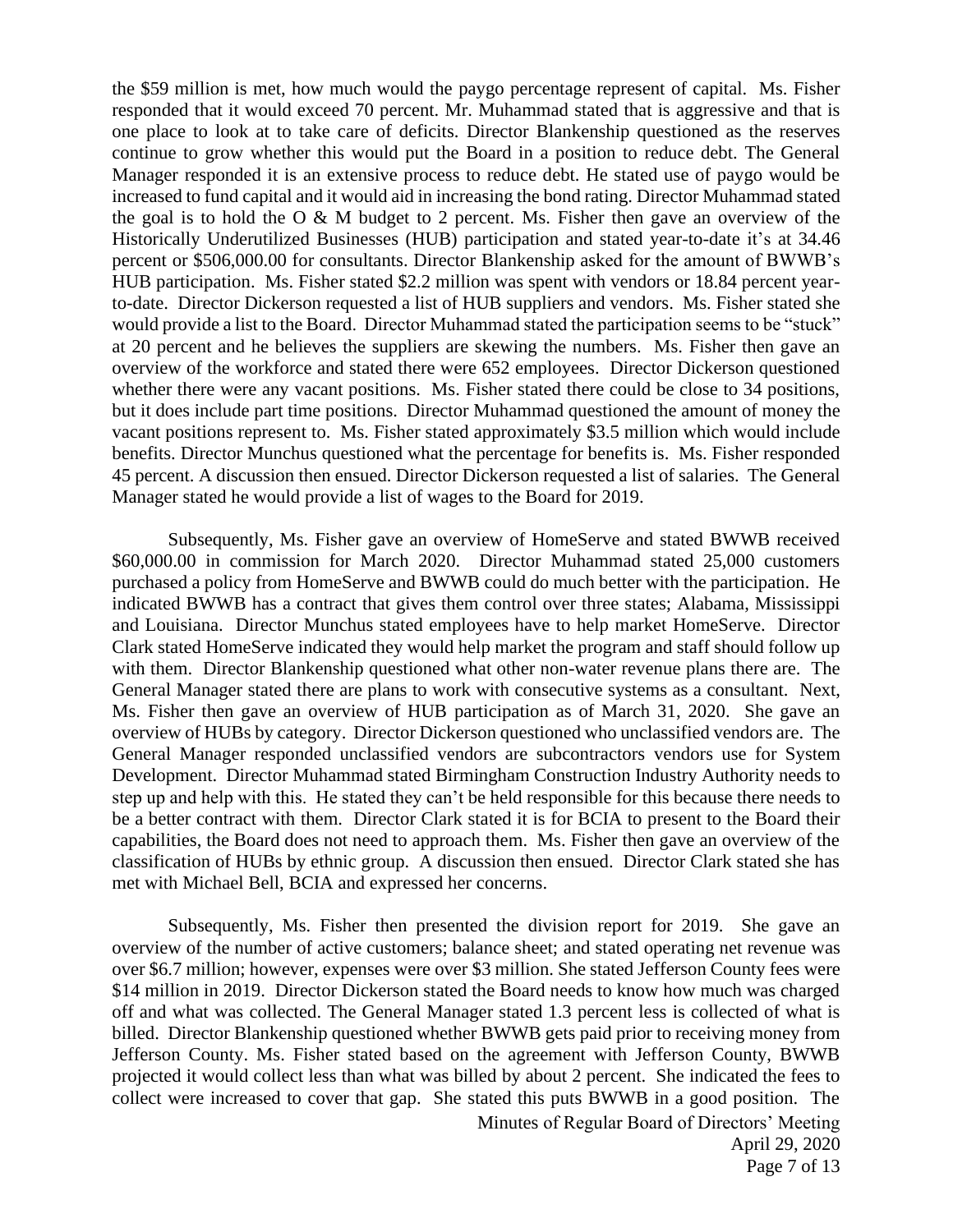the $59 million is met, how much would the paygo percentage represent of capital. Ms. Fisher responded that it would exceed 70 percent. Mr. Muhammad stated that is aggressive and that is one place to look at to take care of deficits. Director Blankenship questioned as the reserves continue to grow whether this would put the Board in a position to reduce debt. The General Manager responded it is an extensive process to reduce debt. He stated use of paygo would be increased to fund capital and it would aid in increasing the bond rating. Director Muhammad stated the goal is to hold the O & M budget to 2 percent. Ms. Fisher then gave an overview of the Historically Underutilized Businesses (HUB) participation and stated year-to-date it's at 34.46 percent or $506,000.00 for consultants. Director Blankenship asked for the amount of BWWB's HUB participation. Ms. Fisher stated $2.2 million was spent with vendors or 18.84 percent year-to-date. Director Dickerson requested a list of HUB suppliers and vendors. Ms. Fisher stated she would provide a list to the Board. Director Muhammad stated the participation seems to be "stuck" at 20 percent and he believes the suppliers are skewing the numbers. Ms. Fisher then gave an overview of the workforce and stated there were 652 employees. Director Dickerson questioned whether there were any vacant positions. Ms. Fisher stated there could be close to 34 positions, but it does include part time positions. Director Muhammad questioned the amount of money the vacant positions represent to. Ms. Fisher stated approximately $3.5 million which would include benefits. Director Munchus questioned what the percentage for benefits is. Ms. Fisher responded 45 percent. A discussion then ensued. Director Dickerson requested a list of salaries. The General Manager stated he would provide a list of wages to the Board for 2019.

Subsequently, Ms. Fisher gave an overview of HomeServe and stated BWWB received $60,000.00 in commission for March 2020. Director Muhammad stated 25,000 customers purchased a policy from HomeServe and BWWB could do much better with the participation. He indicated BWWB has a contract that gives them control over three states; Alabama, Mississippi and Louisiana. Director Munchus stated employees have to help market HomeServe. Director Clark stated HomeServe indicated they would help market the program and staff should follow up with them. Director Blankenship questioned what other non-water revenue plans there are. The General Manager stated there are plans to work with consecutive systems as a consultant. Next, Ms. Fisher then gave an overview of HUB participation as of March 31, 2020. She gave an overview of HUBs by category. Director Dickerson questioned who unclassified vendors are. The General Manager responded unclassified vendors are subcontractors vendors use for System Development. Director Muhammad stated Birmingham Construction Industry Authority needs to step up and help with this. He stated they can't be held responsible for this because there needs to be a better contract with them. Director Clark stated it is for BCIA to present to the Board their capabilities, the Board does not need to approach them. Ms. Fisher then gave an overview of the classification of HUBs by ethnic group. A discussion then ensued. Director Clark stated she has met with Michael Bell, BCIA and expressed her concerns.

Subsequently, Ms. Fisher then presented the division report for 2019. She gave an overview of the number of active customers; balance sheet; and stated operating net revenue was over $6.7 million; however, expenses were over $3 million. She stated Jefferson County fees were $14 million in 2019. Director Dickerson stated the Board needs to know how much was charged off and what was collected. The General Manager stated 1.3 percent less is collected of what is billed. Director Blankenship questioned whether BWWB gets paid prior to receiving money from Jefferson County. Ms. Fisher stated based on the agreement with Jefferson County, BWWB projected it would collect less than what was billed by about 2 percent. She indicated the fees to collect were increased to cover that gap. She stated this puts BWWB in a good position. The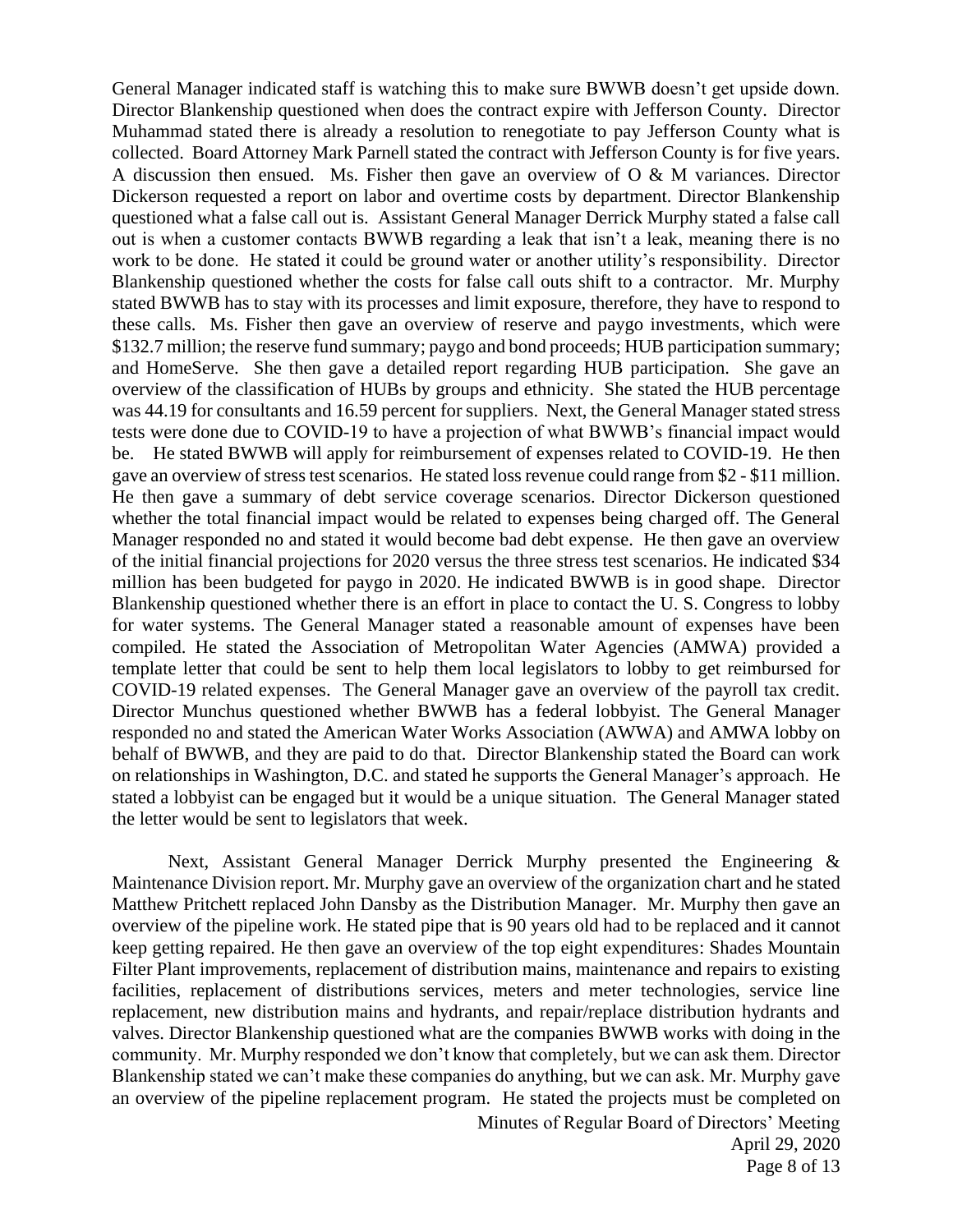General Manager indicated staff is watching this to make sure BWWB doesn't get upside down. Director Blankenship questioned when does the contract expire with Jefferson County. Director Muhammad stated there is already a resolution to renegotiate to pay Jefferson County what is collected. Board Attorney Mark Parnell stated the contract with Jefferson County is for five years. A discussion then ensued. Ms. Fisher then gave an overview of O & M variances. Director Dickerson requested a report on labor and overtime costs by department. Director Blankenship questioned what a false call out is. Assistant General Manager Derrick Murphy stated a false call out is when a customer contacts BWWB regarding a leak that isn't a leak, meaning there is no work to be done. He stated it could be ground water or another utility's responsibility. Director Blankenship questioned whether the costs for false call outs shift to a contractor. Mr. Murphy stated BWWB has to stay with its processes and limit exposure, therefore, they have to respond to these calls. Ms. Fisher then gave an overview of reserve and paygo investments, which were $132.7 million; the reserve fund summary; paygo and bond proceeds; HUB participation summary; and HomeServe. She then gave a detailed report regarding HUB participation. She gave an overview of the classification of HUBs by groups and ethnicity. She stated the HUB percentage was 44.19 for consultants and 16.59 percent for suppliers. Next, the General Manager stated stress tests were done due to COVID-19 to have a projection of what BWWB's financial impact would be. He stated BWWB will apply for reimbursement of expenses related to COVID-19. He then gave an overview of stress test scenarios. He stated loss revenue could range from $2 - $11 million. He then gave a summary of debt service coverage scenarios. Director Dickerson questioned whether the total financial impact would be related to expenses being charged off. The General Manager responded no and stated it would become bad debt expense. He then gave an overview of the initial financial projections for 2020 versus the three stress test scenarios. He indicated $34 million has been budgeted for paygo in 2020. He indicated BWWB is in good shape. Director Blankenship questioned whether there is an effort in place to contact the U. S. Congress to lobby for water systems. The General Manager stated a reasonable amount of expenses have been compiled. He stated the Association of Metropolitan Water Agencies (AMWA) provided a template letter that could be sent to help them local legislators to lobby to get reimbursed for COVID-19 related expenses. The General Manager gave an overview of the payroll tax credit. Director Munchus questioned whether BWWB has a federal lobbyist. The General Manager responded no and stated the American Water Works Association (AWWA) and AMWA lobby on behalf of BWWB, and they are paid to do that. Director Blankenship stated the Board can work on relationships in Washington, D.C. and stated he supports the General Manager's approach. He stated a lobbyist can be engaged but it would be a unique situation. The General Manager stated the letter would be sent to legislators that week.

Next, Assistant General Manager Derrick Murphy presented the Engineering & Maintenance Division report. Mr. Murphy gave an overview of the organization chart and he stated Matthew Pritchett replaced John Dansby as the Distribution Manager. Mr. Murphy then gave an overview of the pipeline work. He stated pipe that is 90 years old had to be replaced and it cannot keep getting repaired. He then gave an overview of the top eight expenditures: Shades Mountain Filter Plant improvements, replacement of distribution mains, maintenance and repairs to existing facilities, replacement of distributions services, meters and meter technologies, service line replacement, new distribution mains and hydrants, and repair/replace distribution hydrants and valves. Director Blankenship questioned what are the companies BWWB works with doing in the community. Mr. Murphy responded we don't know that completely, but we can ask them. Director Blankenship stated we can't make these companies do anything, but we can ask. Mr. Murphy gave an overview of the pipeline replacement program. He stated the projects must be completed on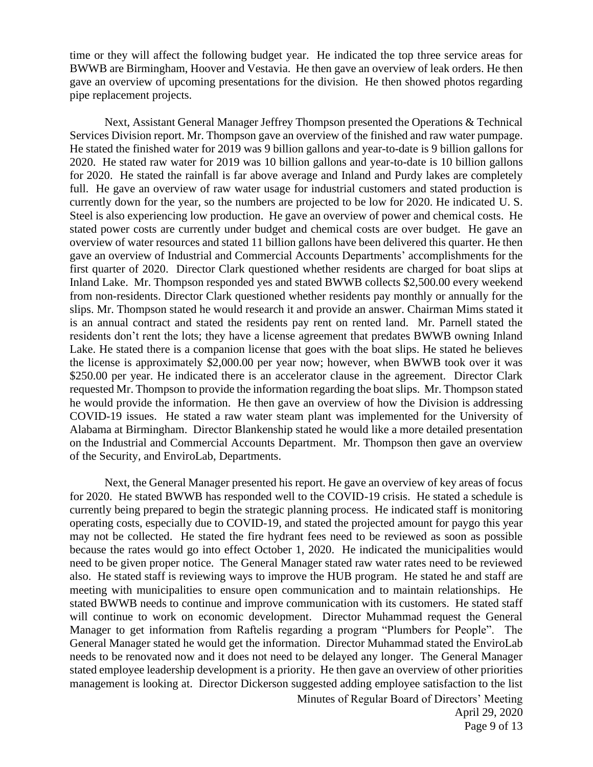time or they will affect the following budget year. He indicated the top three service areas for BWWB are Birmingham, Hoover and Vestavia. He then gave an overview of leak orders. He then gave an overview of upcoming presentations for the division. He then showed photos regarding pipe replacement projects.

Next, Assistant General Manager Jeffrey Thompson presented the Operations & Technical Services Division report. Mr. Thompson gave an overview of the finished and raw water pumpage. He stated the finished water for 2019 was 9 billion gallons and year-to-date is 9 billion gallons for 2020. He stated raw water for 2019 was 10 billion gallons and year-to-date is 10 billion gallons for 2020. He stated the rainfall is far above average and Inland and Purdy lakes are completely full. He gave an overview of raw water usage for industrial customers and stated production is currently down for the year, so the numbers are projected to be low for 2020. He indicated U. S. Steel is also experiencing low production. He gave an overview of power and chemical costs. He stated power costs are currently under budget and chemical costs are over budget. He gave an overview of water resources and stated 11 billion gallons have been delivered this quarter. He then gave an overview of Industrial and Commercial Accounts Departments' accomplishments for the first quarter of 2020. Director Clark questioned whether residents are charged for boat slips at Inland Lake. Mr. Thompson responded yes and stated BWWB collects $2,500.00 every weekend from non-residents. Director Clark questioned whether residents pay monthly or annually for the slips. Mr. Thompson stated he would research it and provide an answer. Chairman Mims stated it is an annual contract and stated the residents pay rent on rented land. Mr. Parnell stated the residents don't rent the lots; they have a license agreement that predates BWWB owning Inland Lake. He stated there is a companion license that goes with the boat slips. He stated he believes the license is approximately $2,000.00 per year now; however, when BWWB took over it was $250.00 per year. He indicated there is an accelerator clause in the agreement. Director Clark requested Mr. Thompson to provide the information regarding the boat slips. Mr. Thompson stated he would provide the information. He then gave an overview of how the Division is addressing COVID-19 issues. He stated a raw water steam plant was implemented for the University of Alabama at Birmingham. Director Blankenship stated he would like a more detailed presentation on the Industrial and Commercial Accounts Department. Mr. Thompson then gave an overview of the Security, and EnviroLab, Departments.

Next, the General Manager presented his report. He gave an overview of key areas of focus for 2020. He stated BWWB has responded well to the COVID-19 crisis. He stated a schedule is currently being prepared to begin the strategic planning process. He indicated staff is monitoring operating costs, especially due to COVID-19, and stated the projected amount for paygo this year may not be collected. He stated the fire hydrant fees need to be reviewed as soon as possible because the rates would go into effect October 1, 2020. He indicated the municipalities would need to be given proper notice. The General Manager stated raw water rates need to be reviewed also. He stated staff is reviewing ways to improve the HUB program. He stated he and staff are meeting with municipalities to ensure open communication and to maintain relationships. He stated BWWB needs to continue and improve communication with its customers. He stated staff will continue to work on economic development. Director Muhammad request the General Manager to get information from Raftelis regarding a program "Plumbers for People". The General Manager stated he would get the information. Director Muhammad stated the EnviroLab needs to be renovated now and it does not need to be delayed any longer. The General Manager stated employee leadership development is a priority. He then gave an overview of other priorities management is looking at. Director Dickerson suggested adding employee satisfaction to the list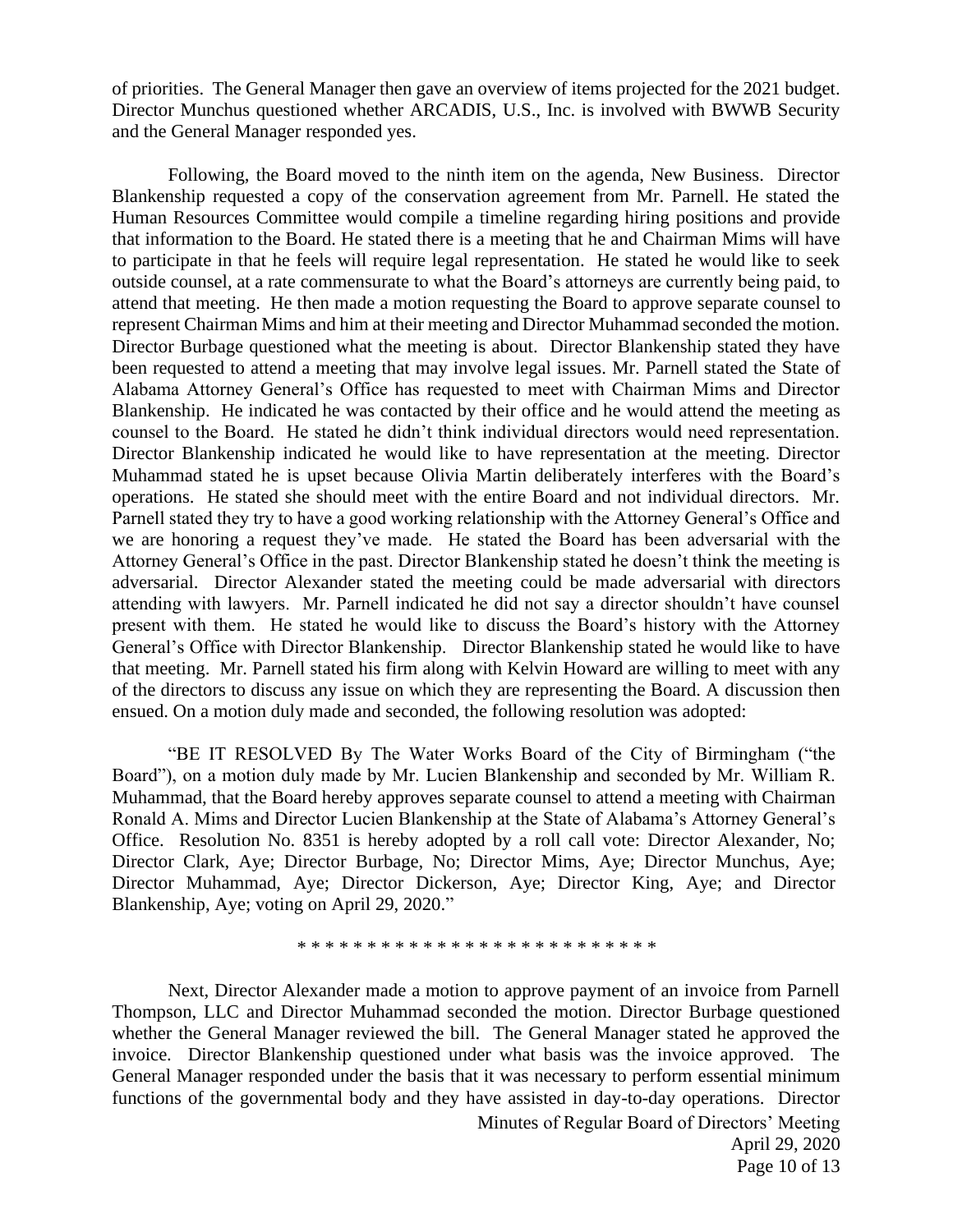of priorities. The General Manager then gave an overview of items projected for the 2021 budget. Director Munchus questioned whether ARCADIS, U.S., Inc. is involved with BWWB Security and the General Manager responded yes.

Following, the Board moved to the ninth item on the agenda, New Business. Director Blankenship requested a copy of the conservation agreement from Mr. Parnell. He stated the Human Resources Committee would compile a timeline regarding hiring positions and provide that information to the Board. He stated there is a meeting that he and Chairman Mims will have to participate in that he feels will require legal representation. He stated he would like to seek outside counsel, at a rate commensurate to what the Board's attorneys are currently being paid, to attend that meeting. He then made a motion requesting the Board to approve separate counsel to represent Chairman Mims and him at their meeting and Director Muhammad seconded the motion. Director Burbage questioned what the meeting is about. Director Blankenship stated they have been requested to attend a meeting that may involve legal issues. Mr. Parnell stated the State of Alabama Attorney General's Office has requested to meet with Chairman Mims and Director Blankenship. He indicated he was contacted by their office and he would attend the meeting as counsel to the Board. He stated he didn't think individual directors would need representation. Director Blankenship indicated he would like to have representation at the meeting. Director Muhammad stated he is upset because Olivia Martin deliberately interferes with the Board's operations. He stated she should meet with the entire Board and not individual directors. Mr. Parnell stated they try to have a good working relationship with the Attorney General's Office and we are honoring a request they've made. He stated the Board has been adversarial with the Attorney General's Office in the past. Director Blankenship stated he doesn't think the meeting is adversarial. Director Alexander stated the meeting could be made adversarial with directors attending with lawyers. Mr. Parnell indicated he did not say a director shouldn't have counsel present with them. He stated he would like to discuss the Board's history with the Attorney General's Office with Director Blankenship. Director Blankenship stated he would like to have that meeting. Mr. Parnell stated his firm along with Kelvin Howard are willing to meet with any of the directors to discuss any issue on which they are representing the Board. A discussion then ensued. On a motion duly made and seconded, the following resolution was adopted:

"BE IT RESOLVED By The Water Works Board of the City of Birmingham ("the Board"), on a motion duly made by Mr. Lucien Blankenship and seconded by Mr. William R. Muhammad, that the Board hereby approves separate counsel to attend a meeting with Chairman Ronald A. Mims and Director Lucien Blankenship at the State of Alabama's Attorney General's Office. Resolution No. 8351 is hereby adopted by a roll call vote: Director Alexander, No; Director Clark, Aye; Director Burbage, No; Director Mims, Aye; Director Munchus, Aye; Director Muhammad, Aye; Director Dickerson, Aye; Director King, Aye; and Director Blankenship, Aye; voting on April 29, 2020."

\* \* \* \* \* \* \* \* \* \* \* \* \* \* \* \* \* \* \* \* \* \* \* \* \* \*

Next, Director Alexander made a motion to approve payment of an invoice from Parnell Thompson, LLC and Director Muhammad seconded the motion. Director Burbage questioned whether the General Manager reviewed the bill. The General Manager stated he approved the invoice. Director Blankenship questioned under what basis was the invoice approved. The General Manager responded under the basis that it was necessary to perform essential minimum functions of the governmental body and they have assisted in day-to-day operations. Director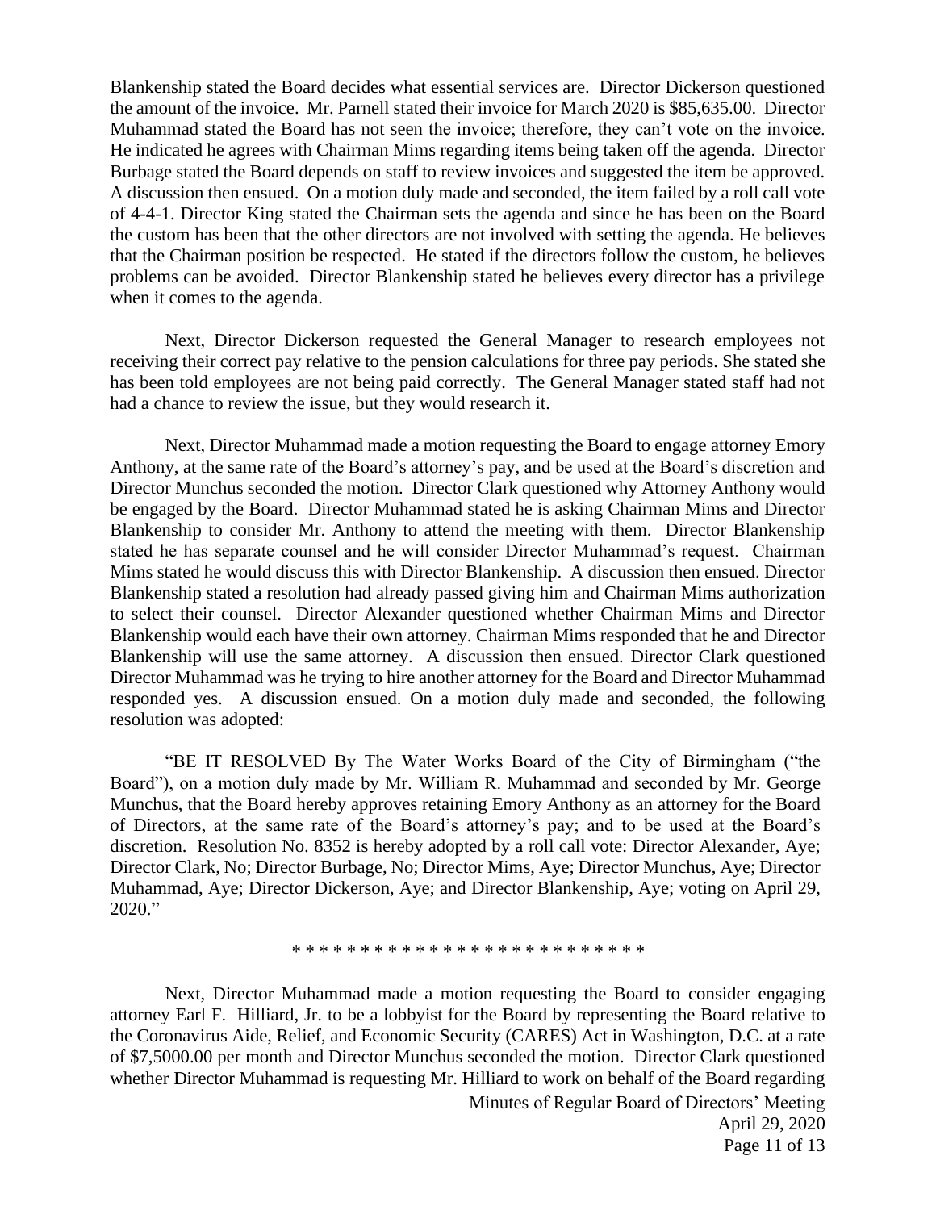Blankenship stated the Board decides what essential services are. Director Dickerson questioned the amount of the invoice. Mr. Parnell stated their invoice for March 2020 is $85,635.00. Director Muhammad stated the Board has not seen the invoice; therefore, they can't vote on the invoice. He indicated he agrees with Chairman Mims regarding items being taken off the agenda. Director Burbage stated the Board depends on staff to review invoices and suggested the item be approved. A discussion then ensued. On a motion duly made and seconded, the item failed by a roll call vote of 4-4-1. Director King stated the Chairman sets the agenda and since he has been on the Board the custom has been that the other directors are not involved with setting the agenda. He believes that the Chairman position be respected. He stated if the directors follow the custom, he believes problems can be avoided. Director Blankenship stated he believes every director has a privilege when it comes to the agenda.

Next, Director Dickerson requested the General Manager to research employees not receiving their correct pay relative to the pension calculations for three pay periods. She stated she has been told employees are not being paid correctly. The General Manager stated staff had not had a chance to review the issue, but they would research it.

Next, Director Muhammad made a motion requesting the Board to engage attorney Emory Anthony, at the same rate of the Board's attorney's pay, and be used at the Board's discretion and Director Munchus seconded the motion. Director Clark questioned why Attorney Anthony would be engaged by the Board. Director Muhammad stated he is asking Chairman Mims and Director Blankenship to consider Mr. Anthony to attend the meeting with them. Director Blankenship stated he has separate counsel and he will consider Director Muhammad's request. Chairman Mims stated he would discuss this with Director Blankenship. A discussion then ensued. Director Blankenship stated a resolution had already passed giving him and Chairman Mims authorization to select their counsel. Director Alexander questioned whether Chairman Mims and Director Blankenship would each have their own attorney. Chairman Mims responded that he and Director Blankenship will use the same attorney. A discussion then ensued. Director Clark questioned Director Muhammad was he trying to hire another attorney for the Board and Director Muhammad responded yes. A discussion ensued. On a motion duly made and seconded, the following resolution was adopted:

"BE IT RESOLVED By The Water Works Board of the City of Birmingham ("the Board"), on a motion duly made by Mr. William R. Muhammad and seconded by Mr. George Munchus, that the Board hereby approves retaining Emory Anthony as an attorney for the Board of Directors, at the same rate of the Board's attorney's pay; and to be used at the Board's discretion. Resolution No. 8352 is hereby adopted by a roll call vote: Director Alexander, Aye; Director Clark, No; Director Burbage, No; Director Mims, Aye; Director Munchus, Aye; Director Muhammad, Aye; Director Dickerson, Aye; and Director Blankenship, Aye; voting on April 29, 2020."

\* \* \* \* \* \* \* \* \* \* \* \* \* \* \* \* \* \* \* \* \* \* \* \* \* \*

Next, Director Muhammad made a motion requesting the Board to consider engaging attorney Earl F. Hilliard, Jr. to be a lobbyist for the Board by representing the Board relative to the Coronavirus Aide, Relief, and Economic Security (CARES) Act in Washington, D.C. at a rate of $7,5000.00 per month and Director Munchus seconded the motion. Director Clark questioned whether Director Muhammad is requesting Mr. Hilliard to work on behalf of the Board regarding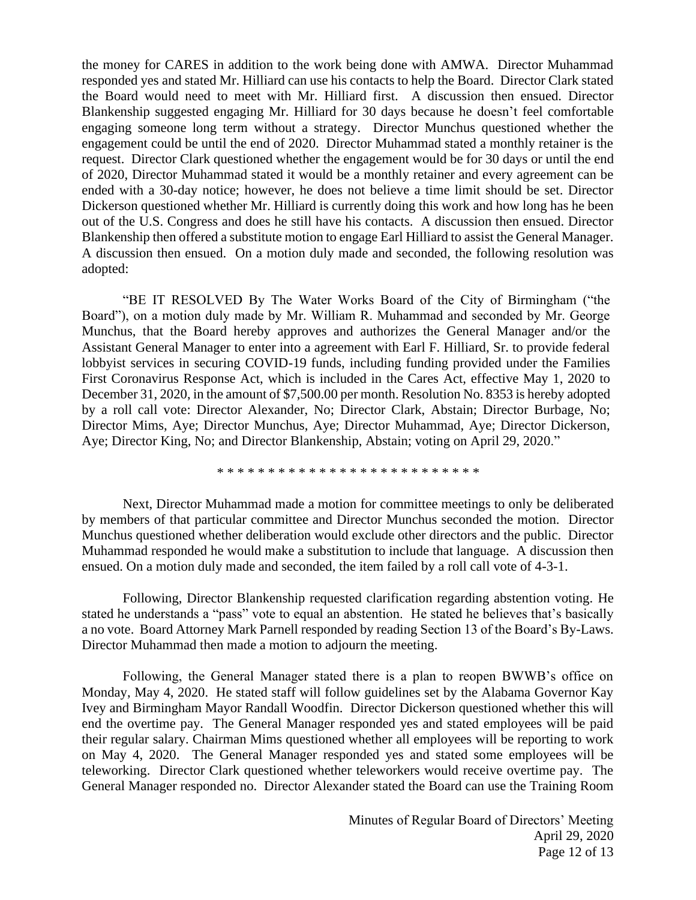the money for CARES in addition to the work being done with AMWA. Director Muhammad responded yes and stated Mr. Hilliard can use his contacts to help the Board. Director Clark stated the Board would need to meet with Mr. Hilliard first. A discussion then ensued. Director Blankenship suggested engaging Mr. Hilliard for 30 days because he doesn't feel comfortable engaging someone long term without a strategy. Director Munchus questioned whether the engagement could be until the end of 2020. Director Muhammad stated a monthly retainer is the request. Director Clark questioned whether the engagement would be for 30 days or until the end of 2020, Director Muhammad stated it would be a monthly retainer and every agreement can be ended with a 30-day notice; however, he does not believe a time limit should be set. Director Dickerson questioned whether Mr. Hilliard is currently doing this work and how long has he been out of the U.S. Congress and does he still have his contacts. A discussion then ensued. Director Blankenship then offered a substitute motion to engage Earl Hilliard to assist the General Manager. A discussion then ensued. On a motion duly made and seconded, the following resolution was adopted:

"BE IT RESOLVED By The Water Works Board of the City of Birmingham ("the Board"), on a motion duly made by Mr. William R. Muhammad and seconded by Mr. George Munchus, that the Board hereby approves and authorizes the General Manager and/or the Assistant General Manager to enter into a agreement with Earl F. Hilliard, Sr. to provide federal lobbyist services in securing COVID-19 funds, including funding provided under the Families First Coronavirus Response Act, which is included in the Cares Act, effective May 1, 2020 to December 31, 2020, in the amount of $7,500.00 per month. Resolution No. 8353 is hereby adopted by a roll call vote: Director Alexander, No; Director Clark, Abstain; Director Burbage, No; Director Mims, Aye; Director Munchus, Aye; Director Muhammad, Aye; Director Dickerson, Aye; Director King, No; and Director Blankenship, Abstain; voting on April 29, 2020."

* * * * * * * * * * * * * * * * * * * * * * * * * *

Next, Director Muhammad made a motion for committee meetings to only be deliberated by members of that particular committee and Director Munchus seconded the motion. Director Munchus questioned whether deliberation would exclude other directors and the public. Director Muhammad responded he would make a substitution to include that language. A discussion then ensued. On a motion duly made and seconded, the item failed by a roll call vote of 4-3-1.

Following, Director Blankenship requested clarification regarding abstention voting. He stated he understands a "pass" vote to equal an abstention. He stated he believes that's basically a no vote. Board Attorney Mark Parnell responded by reading Section 13 of the Board's By-Laws. Director Muhammad then made a motion to adjourn the meeting.

Following, the General Manager stated there is a plan to reopen BWWB's office on Monday, May 4, 2020. He stated staff will follow guidelines set by the Alabama Governor Kay Ivey and Birmingham Mayor Randall Woodfin. Director Dickerson questioned whether this will end the overtime pay. The General Manager responded yes and stated employees will be paid their regular salary. Chairman Mims questioned whether all employees will be reporting to work on May 4, 2020. The General Manager responded yes and stated some employees will be teleworking. Director Clark questioned whether teleworkers would receive overtime pay. The General Manager responded no. Director Alexander stated the Board can use the Training Room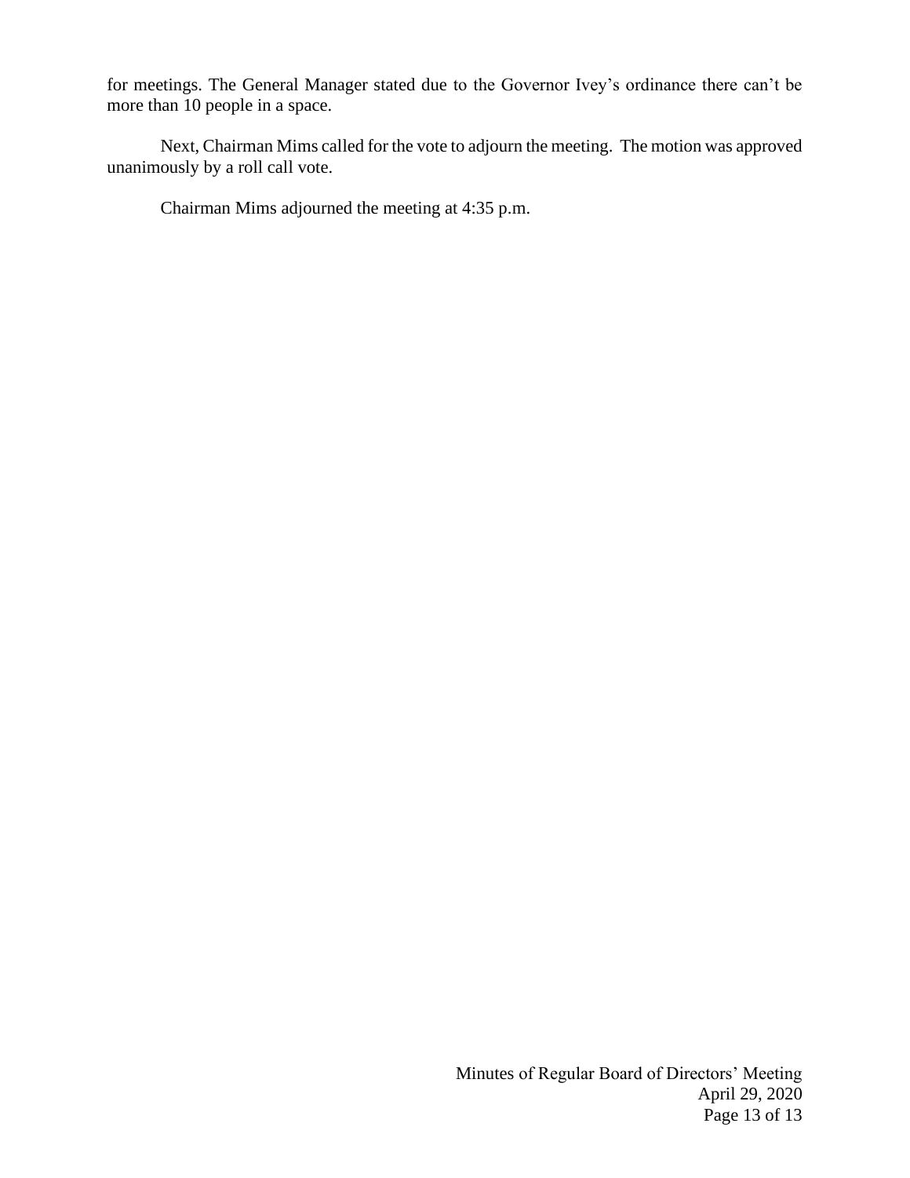for meetings. The General Manager stated due to the Governor Ivey's ordinance there can't be more than 10 people in a space.

Next, Chairman Mims called for the vote to adjourn the meeting. The motion was approved unanimously by a roll call vote.

Chairman Mims adjourned the meeting at 4:35 p.m.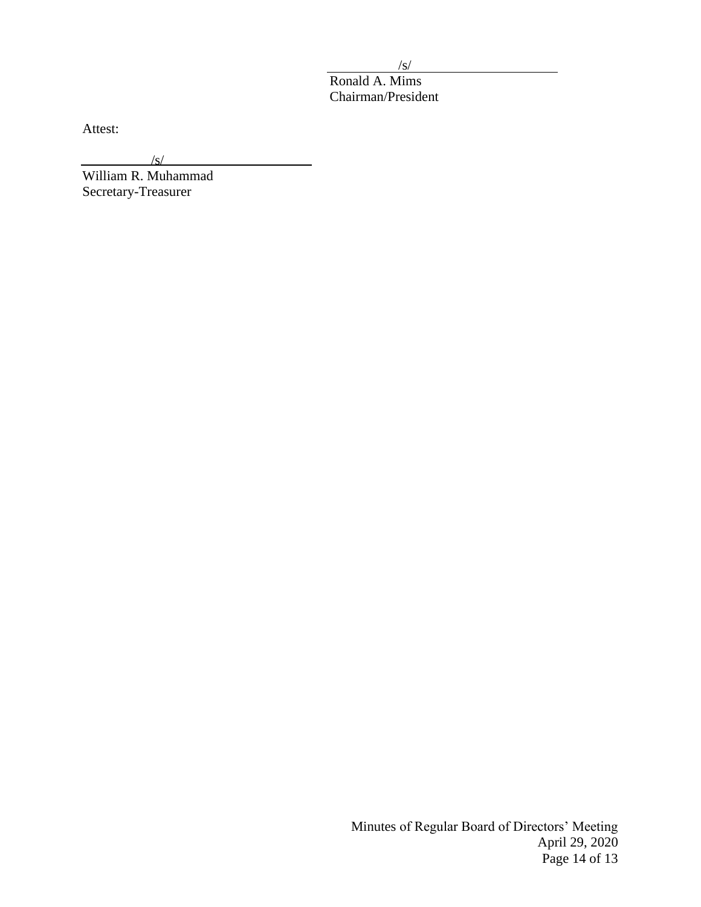/s/

Ronald A. Mims
Chairman/President

Attest:

/s/

William R. Muhammad
Secretary-Treasurer